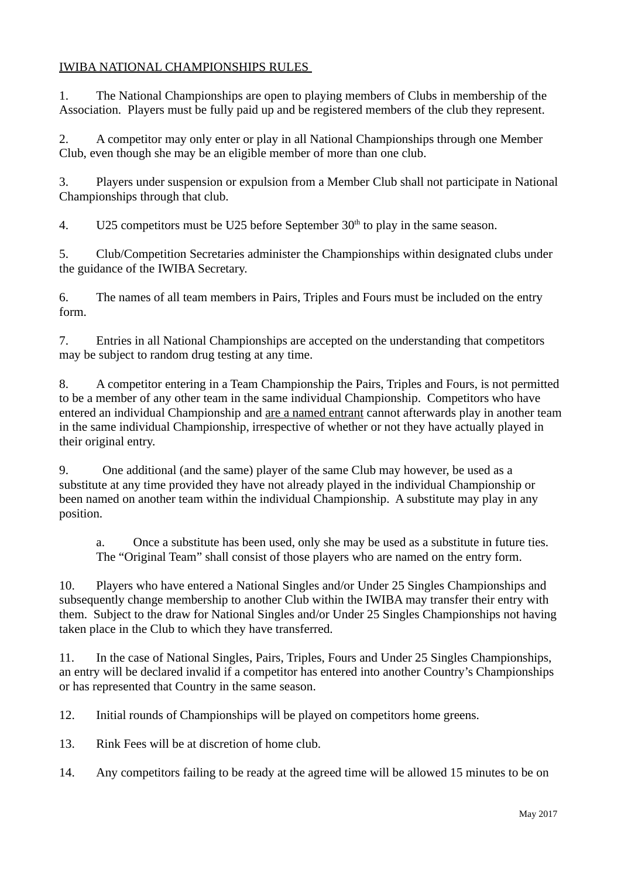IWIBA NATIONAL CHAMPIONSHIPS RULES

1. The National Championships are open to playing members of Clubs in membership of the Association. Players must be fully paid up and be registered members of the club they represent.

2. A competitor may only enter or play in all National Championships through one Member Club, even though she may be an eligible member of more than one club.

3. Players under suspension or expulsion from a Member Club shall not participate in National Championships through that club.

4. U25 competitors must be U25 before September 30th to play in the same season.

5. Club/Competition Secretaries administer the Championships within designated clubs under the guidance of the IWIBA Secretary.

6. The names of all team members in Pairs, Triples and Fours must be included on the entry form.

7. Entries in all National Championships are accepted on the understanding that competitors may be subject to random drug testing at any time.

8. A competitor entering in a Team Championship the Pairs, Triples and Fours, is not permitted to be a member of any other team in the same individual Championship. Competitors who have entered an individual Championship and are a named entrant cannot afterwards play in another team in the same individual Championship, irrespective of whether or not they have actually played in their original entry.

9. One additional (and the same) player of the same Club may however, be used as a substitute at any time provided they have not already played in the individual Championship or been named on another team within the individual Championship. A substitute may play in any position.

   a. Once a substitute has been used, only she may be used as a substitute in future ties. The "Original Team" shall consist of those players who are named on the entry form.

10. Players who have entered a National Singles and/or Under 25 Singles Championships and subsequently change membership to another Club within the IWIBA may transfer their entry with them. Subject to the draw for National Singles and/or Under 25 Singles Championships not having taken place in the Club to which they have transferred.

11. In the case of National Singles, Pairs, Triples, Fours and Under 25 Singles Championships, an entry will be declared invalid if a competitor has entered into another Country's Championships or has represented that Country in the same season.

12. Initial rounds of Championships will be played on competitors home greens.

13. Rink Fees will be at discretion of home club.

14. Any competitors failing to be ready at the agreed time will be allowed 15 minutes to be on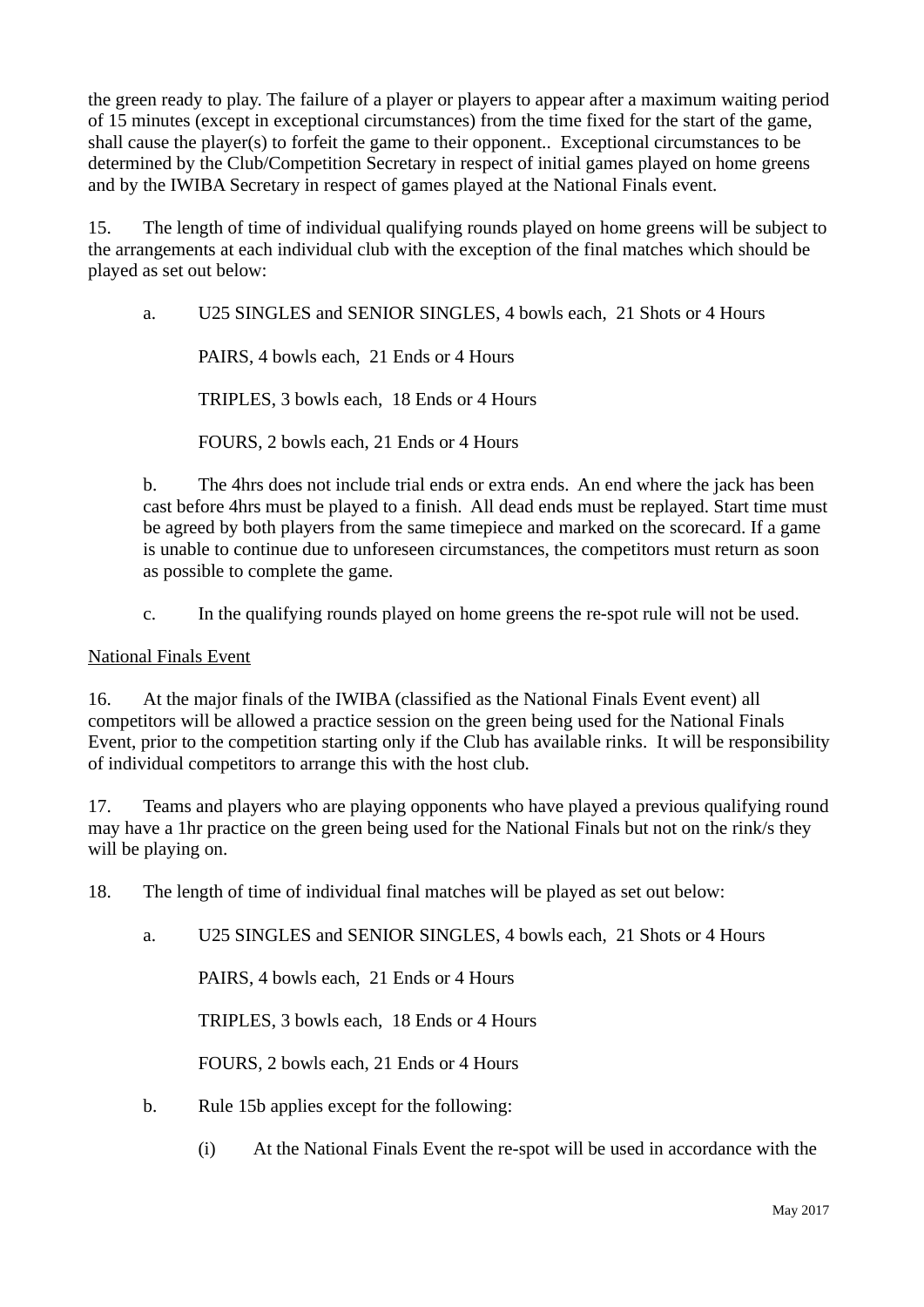the green ready to play. The failure of a player or players to appear after a maximum waiting period of 15 minutes (except in exceptional circumstances) from the time fixed for the start of the game, shall cause the player(s) to forfeit the game to their opponent.. Exceptional circumstances to be determined by the Club/Competition Secretary in respect of initial games played on home greens and by the IWIBA Secretary in respect of games played at the National Finals event.

15. The length of time of individual qualifying rounds played on home greens will be subject to the arrangements at each individual club with the exception of the final matches which should be played as set out below:

a. U25 SINGLES and SENIOR SINGLES, 4 bowls each, 21 Shots or 4 Hours

PAIRS, 4 bowls each, 21 Ends or 4 Hours

TRIPLES, 3 bowls each, 18 Ends or 4 Hours

FOURS, 2 bowls each, 21 Ends or 4 Hours

b. The 4hrs does not include trial ends or extra ends. An end where the jack has been cast before 4hrs must be played to a finish. All dead ends must be replayed. Start time must be agreed by both players from the same timepiece and marked on the scorecard. If a game is unable to continue due to unforeseen circumstances, the competitors must return as soon as possible to complete the game.

c. In the qualifying rounds played on home greens the re-spot rule will not be used.

<u>National Finals Event</u>

16. At the major finals of the IWIBA (classified as the National Finals Event event) all competitors will be allowed a practice session on the green being used for the National Finals Event, prior to the competition starting only if the Club has available rinks. It will be responsibility of individual competitors to arrange this with the host club.

17. Teams and players who are playing opponents who have played a previous qualifying round may have a 1hr practice on the green being used for the National Finals but not on the rink/s they will be playing on.

18. The length of time of individual final matches will be played as set out below:

a. U25 SINGLES and SENIOR SINGLES, 4 bowls each, 21 Shots or 4 Hours

PAIRS, 4 bowls each, 21 Ends or 4 Hours

TRIPLES, 3 bowls each, 18 Ends or 4 Hours

FOURS, 2 bowls each, 21 Ends or 4 Hours

b. Rule 15b applies except for the following:

(i) At the National Finals Event the re-spot will be used in accordance with the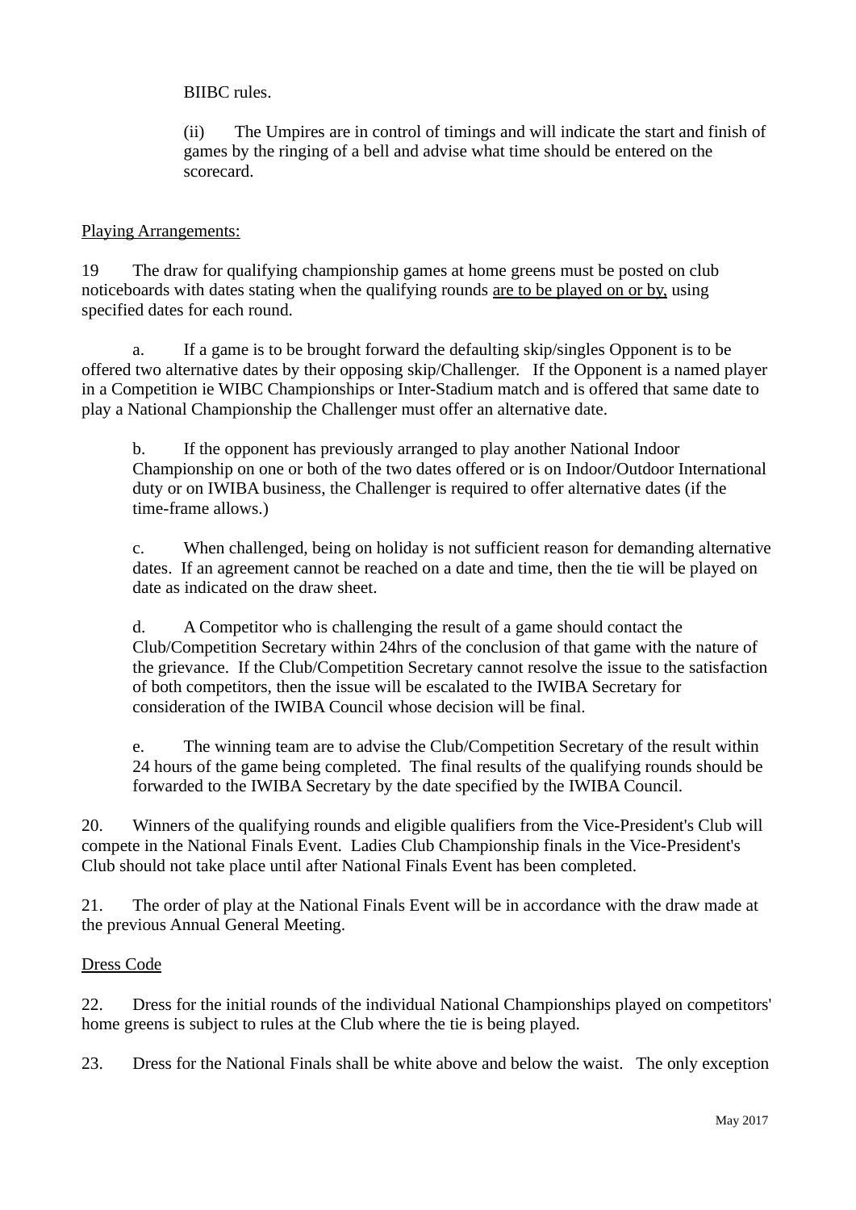BIIBC rules.

(ii) The Umpires are in control of timings and will indicate the start and finish of games by the ringing of a bell and advise what time should be entered on the scorecard.

Playing Arrangements:

19 The draw for qualifying championship games at home greens must be posted on club noticeboards with dates stating when the qualifying rounds are to be played on or by, using specified dates for each round.

a. If a game is to be brought forward the defaulting skip/singles Opponent is to be offered two alternative dates by their opposing skip/Challenger. If the Opponent is a named player in a Competition ie WIBC Championships or Inter-Stadium match and is offered that same date to play a National Championship the Challenger must offer an alternative date.

b. If the opponent has previously arranged to play another National Indoor Championship on one or both of the two dates offered or is on Indoor/Outdoor International duty or on IWIBA business, the Challenger is required to offer alternative dates (if the time-frame allows.)

c. When challenged, being on holiday is not sufficient reason for demanding alternative dates. If an agreement cannot be reached on a date and time, then the tie will be played on date as indicated on the draw sheet.

d. A Competitor who is challenging the result of a game should contact the Club/Competition Secretary within 24hrs of the conclusion of that game with the nature of the grievance. If the Club/Competition Secretary cannot resolve the issue to the satisfaction of both competitors, then the issue will be escalated to the IWIBA Secretary for consideration of the IWIBA Council whose decision will be final.

e. The winning team are to advise the Club/Competition Secretary of the result within 24 hours of the game being completed. The final results of the qualifying rounds should be forwarded to the IWIBA Secretary by the date specified by the IWIBA Council.

20. Winners of the qualifying rounds and eligible qualifiers from the Vice-President's Club will compete in the National Finals Event. Ladies Club Championship finals in the Vice-President's Club should not take place until after National Finals Event has been completed.

21. The order of play at the National Finals Event will be in accordance with the draw made at the previous Annual General Meeting.

Dress Code

22. Dress for the initial rounds of the individual National Championships played on competitors' home greens is subject to rules at the Club where the tie is being played.

23. Dress for the National Finals shall be white above and below the waist. The only exception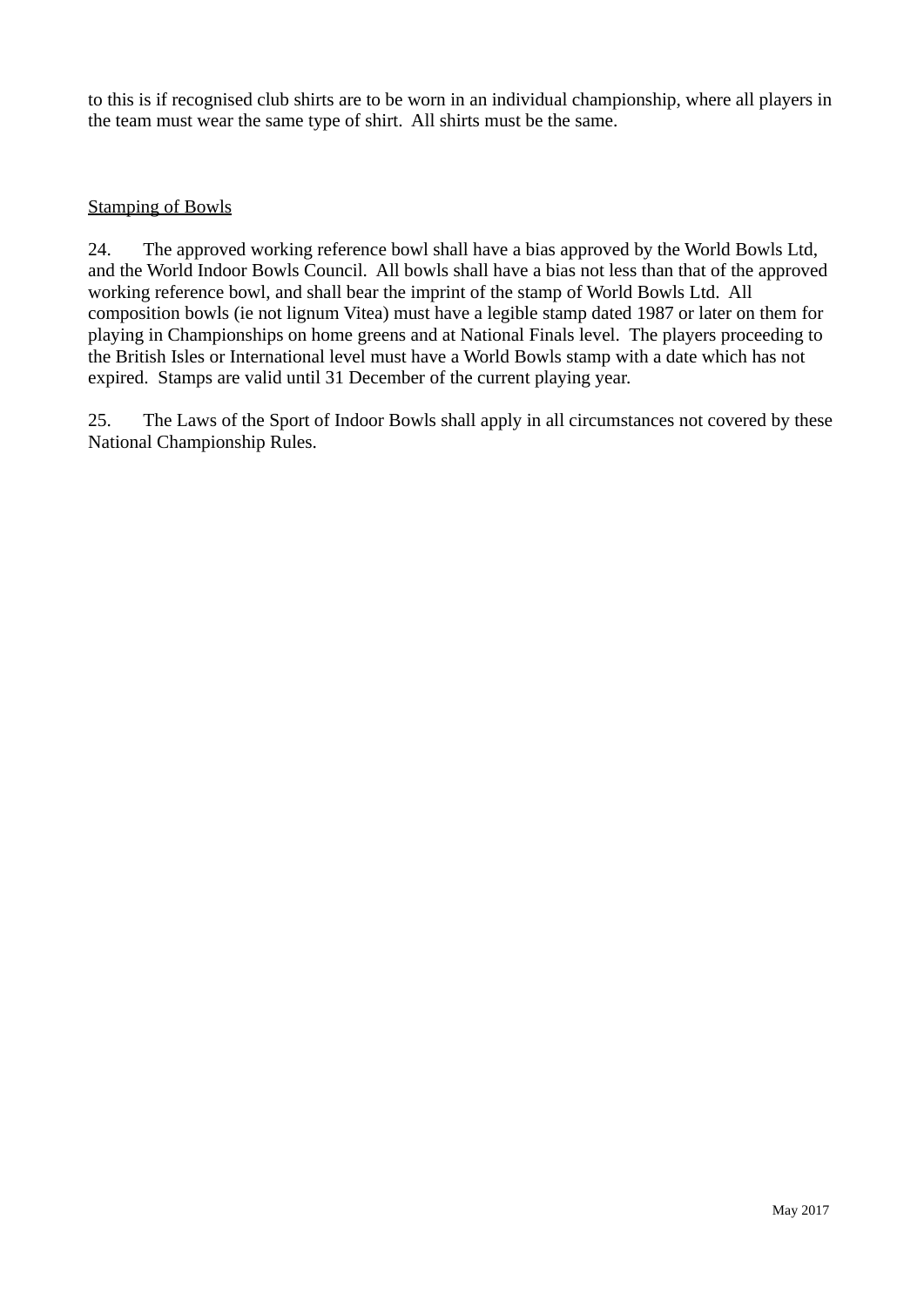to this is if recognised club shirts are to be worn in an individual championship, where all players in the team must wear the same type of shirt. All shirts must be the same.

<u>Stamping of Bowls</u>

24. The approved working reference bowl shall have a bias approved by the World Bowls Ltd, and the World Indoor Bowls Council. All bowls shall have a bias not less than that of the approved working reference bowl, and shall bear the imprint of the stamp of World Bowls Ltd. All composition bowls (ie not lignum Vitea) must have a legible stamp dated 1987 or later on them for playing in Championships on home greens and at National Finals level. The players proceeding to the British Isles or International level must have a World Bowls stamp with a date which has not expired. Stamps are valid until 31 December of the current playing year.

25. The Laws of the Sport of Indoor Bowls shall apply in all circumstances not covered by these National Championship Rules.

May 2017